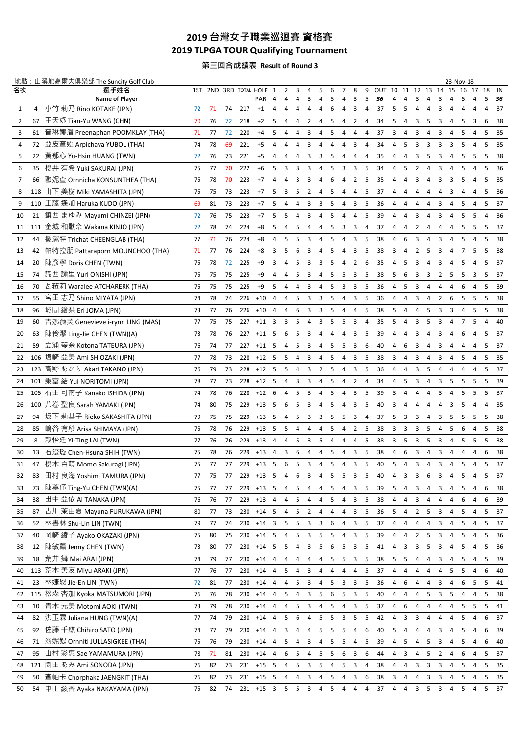# 2019 台灣女子職業巡迴賽 資格賽

# 2019 TLPGA TOUR Qualifying Tournament

### 第三回合成績表 Result of Round 3

地點：山溪地高爾夫俱樂部 The Suncity Golf Club　　23-Nov-18

| 名次 | | 選手姓名 Name of Player | 1ST | 2ND | 3RD | TOTAL | HOLE / PAR | 1 | 2 | 3 | 4 | 5 | 6 | 7 | 8 | 9 | OUT | 10 | 11 | 12 | 13 | 14 | 15 | 16 | 17 | 18 | IN |
|---|---|---|---|---|---|---|---|---|---|---|---|---|---|---|---|---|---|---|---|---|---|---|---|---|---|---|---|
| | | | | | | | PAR | 4 | 4 | 4 | 3 | 4 | 5 | 4 | 3 | 5 | 36 | 4 | 4 | 3 | 4 | 3 | 4 | 5 | 4 | 5 | 36 |
| 1 | 4 | 小竹 莉乃 Rino KOTAKE (JPN) | 72 | 71 | 74 | 217 | +1 | 4 | 4 | 4 | 4 | 4 | 6 | 4 | 3 | 4 | 37 | 5 | 5 | 4 | 4 | 3 | 4 | 4 | 4 | 4 | 37 |
| 2 | 67 | 王天妤 Tian-Yu WANG (CHN) | 70 | 76 | 72 | 218 | +2 | 5 | 4 | 4 | 2 | 4 | 5 | 4 | 2 | 4 | 34 | 5 | 4 | 3 | 5 | 3 | 4 | 5 | 3 | 6 | 38 |
| 3 | 61 | 普琳娜潘 Preenaphan POOMKLAY (THA) | 71 | 77 | 72 | 220 | +4 | 5 | 4 | 4 | 3 | 4 | 5 | 4 | 4 | 4 | 37 | 3 | 4 | 3 | 4 | 3 | 4 | 5 | 4 | 5 | 35 |
| 4 | 72 | 亞皮查婭 Arpichaya YUBOL (THA) | 74 | 78 | 69 | 221 | +5 | 4 | 4 | 4 | 3 | 4 | 4 | 4 | 3 | 4 | 34 | 4 | 5 | 3 | 3 | 3 | 3 | 5 | 4 | 5 | 35 |
| 5 | 22 | 黃郁心 Yu-Hsin HUANG (TWN) | 72 | 76 | 73 | 221 | +5 | 4 | 4 | 4 | 3 | 3 | 5 | 4 | 4 | 4 | 35 | 4 | 4 | 3 | 5 | 3 | 4 | 5 | 5 | 5 | 38 |
| 6 | 35 | 櫻井 有希 Yuki SAKURAI (JPN) | 75 | 77 | 70 | 222 | +6 | 5 | 3 | 3 | 3 | 4 | 5 | 3 | 3 | 5 | 34 | 4 | 5 | 2 | 4 | 3 | 4 | 5 | 4 | 5 | 36 |
| 7 | 66 | 歐妮查 Ornnicha KONSUNTHEA (THA) | 75 | 78 | 70 | 223 | +7 | 4 | 4 | 3 | 3 | 4 | 6 | 4 | 2 | 5 | 35 | 4 | 4 | 3 | 4 | 3 | 3 | 5 | 4 | 5 | 35 |
| 8 | 118 | 山下 美樹 Miki YAMASHITA (JPN) | 75 | 75 | 73 | 223 | +7 | 5 | 3 | 5 | 2 | 4 | 5 | 4 | 4 | 5 | 37 | 4 | 4 | 4 | 4 | 4 | 3 | 4 | 4 | 5 | 36 |
| 9 | 110 | 工藤 遙加 Haruka KUDO (JPN) | 69 | 81 | 73 | 223 | +7 | 5 | 4 | 4 | 3 | 3 | 5 | 4 | 3 | 5 | 36 | 4 | 4 | 4 | 4 | 3 | 4 | 5 | 4 | 5 | 37 |
| 10 | 21 | 鎮西 まゆみ Mayumi CHINZEI (JPN) | 72 | 76 | 75 | 223 | +7 | 5 | 5 | 4 | 3 | 4 | 5 | 4 | 4 | 5 | 39 | 4 | 4 | 3 | 4 | 3 | 4 | 5 | 5 | 4 | 36 |
| 11 | 111 | 金城 和歌奈 Wakana KINJO (JPN) | 72 | 78 | 74 | 224 | +8 | 5 | 4 | 5 | 4 | 4 | 5 | 3 | 3 | 4 | 37 | 4 | 4 | 2 | 4 | 4 | 4 | 5 | 5 | 5 | 37 |
| 12 | 44 | 搋潔特 Trichat CHEENGLAB (THA) | 77 | 71 | 76 | 224 | +8 | 4 | 5 | 5 | 3 | 4 | 5 | 4 | 3 | 5 | 38 | 4 | 6 | 3 | 4 | 3 | 4 | 5 | 4 | 5 | 38 |
| 13 | 42 | 帕特拉朋 Pattaraporn MOUNCHOO (THA) | 71 | 77 | 76 | 224 | +8 | 3 | 5 | 6 | 3 | 4 | 5 | 4 | 3 | 5 | 38 | 3 | 4 | 2 | 5 | 3 | 4 | 7 | 5 | 5 | 38 |
| 14 | 20 | 陳彥寧 Doris CHEN (TWN) | 75 | 78 | 72 | 225 | +9 | 3 | 4 | 5 | 3 | 3 | 5 | 4 | 2 | 6 | 35 | 4 | 5 | 3 | 4 | 3 | 4 | 5 | 4 | 5 | 37 |
| 15 | 74 | 識西 諭里 Yuri ONISHI (JPN) | 75 | 75 | 75 | 225 | +9 | 4 | 4 | 5 | 3 | 4 | 5 | 5 | 3 | 5 | 38 | 5 | 6 | 3 | 3 | 2 | 5 | 5 | 3 | 5 | 37 |
| 16 | 70 | 瓦菈莉 Waralee ATCHARERK (THA) | 75 | 75 | 75 | 225 | +9 | 5 | 4 | 4 | 3 | 4 | 5 | 3 | 3 | 5 | 36 | 4 | 5 | 3 | 4 | 4 | 4 | 6 | 4 | 5 | 39 |
| 17 | 55 | 宮田 志乃 Shino MIYATA (JPN) | 74 | 78 | 74 | 226 | +10 | 4 | 4 | 5 | 3 | 3 | 5 | 4 | 3 | 5 | 36 | 4 | 4 | 3 | 4 | 2 | 6 | 5 | 5 | 5 | 38 |
| 18 | 96 | 城間 繪梨 Eri JOMA (JPN) | 73 | 77 | 76 | 226 | +10 | 4 | 4 | 6 | 3 | 3 | 5 | 4 | 4 | 5 | 38 | 5 | 4 | 4 | 5 | 3 | 3 | 4 | 5 | 5 | 38 |
| 19 | 60 | 吉娜薇芙 Genevieve i-rynn LING (MAS) | 77 | 75 | 75 | 227 | +11 | 3 | 3 | 5 | 4 | 3 | 5 | 5 | 3 | 4 | 35 | 5 | 4 | 3 | 5 | 3 | 4 | 7 | 5 | 4 | 40 |
| 20 | 63 | 陳伶潔 Ling-Jie CHEN (TWN)(A) | 73 | 78 | 76 | 227 | +11 | 5 | 6 | 5 | 3 | 4 | 4 | 4 | 3 | 5 | 39 | 4 | 4 | 3 | 4 | 3 | 4 | 6 | 4 | 5 | 37 |
| 21 | 59 | 立浦 琴奈 Kotona TATEURA (JPN) | 76 | 74 | 77 | 227 | +11 | 5 | 4 | 5 | 3 | 4 | 5 | 5 | 3 | 6 | 40 | 4 | 6 | 3 | 4 | 3 | 4 | 4 | 4 | 5 | 37 |
| 22 | 106 | 塩崎 亞美 Ami SHIOZAKI (JPN) | 77 | 78 | 73 | 228 | +12 | 5 | 5 | 4 | 3 | 4 | 5 | 4 | 3 | 5 | 38 | 3 | 4 | 3 | 4 | 3 | 4 | 5 | 4 | 5 | 35 |
| 23 | 123 | 高野 あかり Akari TAKANO (JPN) | 76 | 79 | 73 | 228 | +12 | 5 | 5 | 4 | 3 | 2 | 5 | 4 | 3 | 5 | 36 | 4 | 4 | 3 | 5 | 4 | 4 | 4 | 4 | 5 | 37 |
| 24 | 101 | 乘富 結 Yui NORITOMI (JPN) | 78 | 77 | 73 | 228 | +12 | 5 | 4 | 3 | 3 | 4 | 5 | 4 | 2 | 4 | 34 | 4 | 5 | 3 | 4 | 3 | 5 | 5 | 5 | 5 | 39 |
| 25 | 105 | 石田 可南子 Kanako ISHIDA (JPN) | 74 | 78 | 76 | 228 | +12 | 6 | 4 | 5 | 3 | 4 | 5 | 4 | 3 | 5 | 39 | 3 | 4 | 4 | 4 | 3 | 4 | 5 | 5 | 5 | 37 |
| 26 | 100 | 八巻 聖良 Sarah YAMAKI (JPN) | 74 | 80 | 75 | 229 | +13 | 5 | 6 | 5 | 3 | 4 | 5 | 4 | 3 | 5 | 40 | 3 | 4 | 4 | 4 | 4 | 3 | 5 | 4 | 4 | 35 |
| 27 | 94 | 坂下 莉彗子 Rieko SAKASHITA (JPN) | 79 | 75 | 75 | 229 | +13 | 5 | 4 | 5 | 3 | 3 | 5 | 5 | 3 | 4 | 37 | 5 | 3 | 3 | 4 | 3 | 5 | 5 | 5 | 5 | 38 |
| 28 | 85 | 嶋谷 有紗 Arisa SHIMAYA (JPN) | 75 | 78 | 76 | 229 | +13 | 5 | 5 | 4 | 4 | 4 | 5 | 4 | 2 | 5 | 38 | 3 | 3 | 3 | 5 | 4 | 5 | 6 | 4 | 5 | 38 |
| 29 | 8 | 賴怡廷 Yi-Ting LAI (TWN) | 77 | 76 | 76 | 229 | +13 | 4 | 4 | 5 | 3 | 5 | 4 | 4 | 4 | 5 | 38 | 3 | 5 | 3 | 5 | 3 | 4 | 5 | 5 | 5 | 38 |
| 30 | 13 | 石澄璇 Chen-Hsuna SHIH (TWN) | 75 | 78 | 76 | 229 | +13 | 4 | 3 | 6 | 4 | 4 | 5 | 4 | 3 | 5 | 38 | 4 | 6 | 3 | 4 | 3 | 4 | 4 | 4 | 6 | 38 |
| 31 | 47 | 櫻木 百萌 Momo Sakuragi (JPN) | 75 | 77 | 77 | 229 | +13 | 5 | 6 | 5 | 3 | 4 | 5 | 4 | 3 | 5 | 40 | 5 | 4 | 3 | 4 | 3 | 4 | 5 | 4 | 5 | 37 |
| 32 | 83 | 田村 良海 Yoshimi TAMURA (JPN) | 77 | 75 | 77 | 229 | +13 | 5 | 4 | 6 | 3 | 4 | 5 | 5 | 3 | 5 | 40 | 4 | 3 | 3 | 6 | 3 | 4 | 5 | 4 | 5 | 37 |
| 33 | 73 | 陳葶伃 Ting-Yu CHEN (TWN)(A) | 75 | 77 | 77 | 229 | +13 | 5 | 4 | 5 | 4 | 4 | 5 | 4 | 3 | 5 | 39 | 5 | 4 | 3 | 4 | 3 | 4 | 5 | 4 | 6 | 38 |
| 34 | 38 | 田中 亞依 Ai TANAKA (JPN) | 76 | 76 | 77 | 229 | +13 | 4 | 4 | 5 | 4 | 4 | 5 | 4 | 3 | 5 | 38 | 4 | 4 | 3 | 4 | 4 | 4 | 6 | 4 | 6 | 39 |
| 35 | 87 | 古川 茉由夏 Mayuna FURUKAWA (JPN) | 80 | 77 | 73 | 230 | +14 | 5 | 4 | 5 | 2 | 4 | 4 | 4 | 3 | 5 | 36 | 5 | 4 | 2 | 5 | 3 | 4 | 5 | 4 | 5 | 37 |
| 36 | 52 | 林書林 Shu-Lin LIN (TWN) | 79 | 77 | 74 | 230 | +14 | 3 | 5 | 5 | 3 | 3 | 6 | 4 | 3 | 5 | 37 | 4 | 4 | 4 | 4 | 3 | 4 | 5 | 4 | 5 | 37 |
| 37 | 40 | 岡崎 綾子 Ayako OKAZAKI (JPN) | 75 | 80 | 75 | 230 | +14 | 5 | 4 | 5 | 3 | 5 | 5 | 4 | 3 | 5 | 39 | 4 | 4 | 2 | 5 | 3 | 4 | 5 | 4 | 5 | 36 |
| 38 | 12 | 陳敏薰 Jenny CHEN (TWN) | 73 | 80 | 77 | 230 | +14 | 5 | 5 | 4 | 3 | 5 | 6 | 5 | 3 | 5 | 41 | 4 | 3 | 3 | 5 | 3 | 4 | 5 | 4 | 5 | 36 |
| 39 | 18 | 荒井 舞 Mai ARAI (JPN) | 74 | 79 | 77 | 230 | +14 | 4 | 4 | 4 | 4 | 4 | 5 | 5 | 3 | 5 | 38 | 5 | 5 | 4 | 4 | 3 | 4 | 5 | 4 | 5 | 39 |
| 40 | 113 | 荒木 美友 Miyu ARAKI (JPN) | 77 | 76 | 77 | 230 | +14 | 4 | 5 | 4 | 3 | 4 | 4 | 4 | 4 | 5 | 37 | 4 | 4 | 4 | 4 | 4 | 5 | 5 | 4 | 6 | 40 |
| 41 | 23 | 林婕恩 Jie-En LIN (TWN) | 72 | 81 | 77 | 230 | +14 | 4 | 4 | 5 | 3 | 4 | 5 | 3 | 3 | 5 | 36 | 4 | 6 | 4 | 4 | 3 | 4 | 6 | 5 | 5 | 41 |
| 42 | 115 | 松森 杏加 Kyoka MATSUMORI (JPN) | 76 | 76 | 78 | 230 | +14 | 4 | 5 | 4 | 3 | 5 | 6 | 5 | 3 | 5 | 40 | 4 | 4 | 4 | 5 | 3 | 5 | 4 | 4 | 5 | 38 |
| 43 | 10 | 青木 元美 Motomi AOKI (TWN) | 73 | 79 | 78 | 230 | +14 | 4 | 4 | 5 | 3 | 4 | 5 | 4 | 3 | 5 | 37 | 4 | 6 | 4 | 4 | 4 | 4 | 5 | 5 | 5 | 41 |
| 44 | 82 | 洪玉霖 Juliana HUNG (TWN)(A) | 77 | 74 | 79 | 230 | +14 | 4 | 5 | 6 | 4 | 5 | 5 | 3 | 5 | 5 | 42 | 4 | 3 | 3 | 4 | 4 | 4 | 5 | 4 | 6 | 37 |
| 45 | 92 | 佐藤 千紘 Chihiro SATO (JPN) | 74 | 77 | 79 | 230 | +14 | 4 | 3 | 4 | 4 | 5 | 5 | 5 | 4 | 6 | 40 | 5 | 4 | 4 | 4 | 3 | 4 | 5 | 4 | 6 | 39 |
| 46 | 71 | 翁妮緹 Ornniti JULLASIGKEE (THA) | 75 | 76 | 79 | 230 | +14 | 4 | 5 | 4 | 3 | 4 | 5 | 5 | 4 | 5 | 39 | 4 | 5 | 4 | 5 | 3 | 4 | 5 | 4 | 6 | 40 |
| 47 | 95 | 山村 彩惠 Sae YAMAMURA (JPN) | 78 | 71 | 81 | 230 | +14 | 4 | 6 | 5 | 4 | 5 | 5 | 6 | 3 | 6 | 44 | 4 | 3 | 4 | 5 | 2 | 4 | 6 | 4 | 5 | 37 |
| 48 | 121 | 園田 あみ Ami SONODA (JPN) | 76 | 82 | 73 | 231 | +15 | 5 | 4 | 5 | 3 | 5 | 4 | 5 | 3 | 4 | 38 | 4 | 4 | 3 | 3 | 3 | 4 | 5 | 4 | 5 | 35 |
| 49 | 50 | 查帕卡 Chorphaka JAENGKIT (THA) | 76 | 82 | 73 | 231 | +15 | 5 | 4 | 4 | 3 | 4 | 5 | 4 | 3 | 6 | 38 | 3 | 4 | 4 | 3 | 3 | 4 | 5 | 4 | 5 | 35 |
| 50 | 54 | 中山 綾香 Ayaka NAKAYAMA (JPN) | 75 | 82 | 74 | 231 | +15 | 3 | 5 | 5 | 3 | 4 | 5 | 4 | 4 | 4 | 37 | 4 | 4 | 3 | 5 | 3 | 4 | 5 | 4 | 5 | 37 |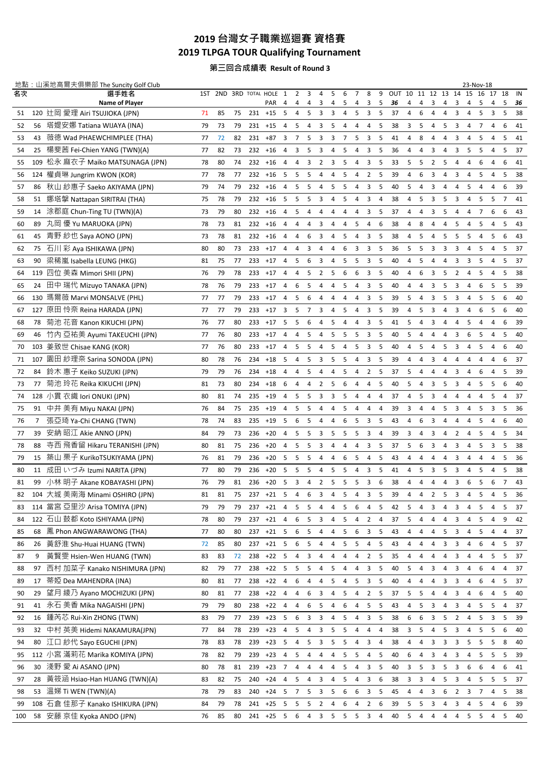# 2019 台灣女子職業巡迴賽 資格賽

# 2019 TLPGA TOUR Qualifying Tournament

### 第三回合成績表 Result of Round 3

地點：山溪地高爾夫俱樂部 The Suncity Golf Club　　23-Nov-18

| 名次 | | 選手姓名 Name of Player | 1ST | 2ND | 3RD | TOTAL | HOLE | 1 | 2 | 3 | 4 | 5 | 6 | 7 | 8 | 9 | OUT | 10 | 11 | 12 | 13 | 14 | 15 | 16 | 17 | 18 | IN |
|---|---|---|---|---|---|---|---|---|---|---|---|---|---|---|---|---|---|---|---|---|---|---|---|---|---|---|---|
| | | | | | | | PAR | 4 | 4 | 4 | 3 | 4 | 5 | 4 | 3 | 5 | 36 | 4 | 4 | 3 | 4 | 3 | 4 | 5 | 4 | 5 | 36 |
| 51 | 120 | 辻岡 愛理 Airi TSUJIOKA (JPN) | 71 | 85 | 75 | 231 | +15 | 5 | 4 | 5 | 3 | 3 | 4 | 5 | 3 | 5 | 37 | 4 | 6 | 4 | 4 | 3 | 4 | 5 | 3 | 5 | 38 |
| 52 | 56 | 塔媞安娜 Tatiana WIJAYA (INA) | 79 | 73 | 79 | 231 | +15 | 4 | 5 | 4 | 3 | 5 | 4 | 4 | 4 | 5 | 38 | 3 | 5 | 4 | 5 | 3 | 4 | 7 | 4 | 6 | 41 |
| 53 | 43 | 薇德 Wad PHAEWCHIMPLEE (THA) | 77 | 72 | 82 | 231 | +87 | 3 | 7 | 5 | 3 | 3 | 7 | 5 | 3 | 5 | 41 | 4 | 8 | 4 | 4 | 3 | 4 | 5 | 4 | 5 | 41 |
| 54 | 25 | 楊斐茜 Fei-Chien YANG (TWN)(A) | 77 | 82 | 73 | 232 | +16 | 4 | 3 | 5 | 3 | 4 | 5 | 4 | 3 | 5 | 36 | 4 | 4 | 3 | 4 | 3 | 5 | 5 | 4 | 5 | 37 |
| 55 | 109 | 松永 麻衣子 Maiko MATSUNAGA (JPN) | 78 | 80 | 74 | 232 | +16 | 4 | 4 | 3 | 2 | 3 | 5 | 4 | 3 | 5 | 33 | 5 | 5 | 2 | 5 | 4 | 4 | 6 | 4 | 6 | 41 |
| 56 | 124 | 權貞琳 Jungrim KWON (KOR) | 77 | 78 | 77 | 232 | +16 | 5 | 5 | 5 | 4 | 4 | 5 | 4 | 2 | 5 | 39 | 4 | 6 | 3 | 4 | 3 | 4 | 5 | 4 | 5 | 38 |
| 57 | 86 | 秋山 紗惠子 Saeko AKIYAMA (JPN) | 79 | 74 | 79 | 232 | +16 | 4 | 5 | 5 | 4 | 5 | 5 | 4 | 3 | 5 | 40 | 5 | 4 | 3 | 4 | 4 | 5 | 4 | 4 | 6 | 39 |
| 58 | 51 | 娜塔攀 Nattapan SIRITRAI (THA) | 75 | 78 | 79 | 232 | +16 | 5 | 5 | 5 | 3 | 4 | 5 | 4 | 3 | 4 | 38 | 4 | 5 | 3 | 5 | 3 | 4 | 5 | 5 | 7 | 41 |
| 59 | 14 | 涂郡庭 Chun-Ting TU (TWN)(A) | 73 | 79 | 80 | 232 | +16 | 4 | 5 | 4 | 4 | 4 | 4 | 4 | 3 | 5 | 37 | 4 | 4 | 3 | 5 | 4 | 4 | 7 | 6 | 6 | 43 |
| 60 | 89 | 丸岡 優 Yu MARUOKA (JPN) | 78 | 73 | 81 | 232 | +16 | 4 | 4 | 4 | 3 | 4 | 4 | 5 | 4 | 6 | 38 | 4 | 8 | 4 | 4 | 5 | 4 | 5 | 4 | 5 | 43 |
| 61 | 45 | 青野 紗也 Saya AONO (JPN) | 73 | 78 | 81 | 232 | +16 | 4 | 4 | 6 | 3 | 4 | 5 | 4 | 3 | 5 | 38 | 4 | 5 | 4 | 5 | 5 | 5 | 4 | 5 | 6 | 43 |
| 62 | 75 | 石川 彩 Aya ISHIKAWA (JPN) | 80 | 80 | 73 | 233 | +17 | 4 | 4 | 3 | 4 | 4 | 6 | 3 | 3 | 5 | 36 | 5 | 5 | 3 | 3 | 3 | 4 | 5 | 4 | 5 | 37 |
| 63 | 90 | 梁稀嵐 Isabella LEUNG (HKG) | 81 | 75 | 77 | 233 | +17 | 4 | 5 | 6 | 3 | 4 | 5 | 5 | 3 | 5 | 40 | 4 | 5 | 4 | 4 | 3 | 3 | 5 | 4 | 5 | 37 |
| 64 | 119 | 四位 美森 Mimori SHII (JPN) | 76 | 79 | 78 | 233 | +17 | 4 | 4 | 5 | 2 | 5 | 6 | 6 | 3 | 5 | 40 | 4 | 6 | 3 | 5 | 2 | 4 | 5 | 4 | 5 | 38 |
| 65 | 24 | 田中 瑞代 Mizuyo TANAKA (JPN) | 78 | 76 | 79 | 233 | +17 | 4 | 6 | 5 | 4 | 4 | 5 | 4 | 3 | 5 | 40 | 4 | 4 | 3 | 5 | 3 | 4 | 6 | 5 | 5 | 39 |
| 66 | 130 | 瑪爾薇 Marvi MONSALVE (PHL) | 77 | 77 | 79 | 233 | +17 | 4 | 5 | 6 | 4 | 4 | 4 | 4 | 3 | 5 | 39 | 5 | 4 | 3 | 5 | 3 | 4 | 5 | 5 | 6 | 40 |
| 67 | 127 | 原田 怜奈 Reina HARADA (JPN) | 77 | 77 | 79 | 233 | +17 | 3 | 5 | 7 | 3 | 4 | 5 | 4 | 3 | 5 | 39 | 4 | 5 | 3 | 4 | 3 | 4 | 6 | 5 | 6 | 40 |
| 68 | 78 | 菊池 花音 Kanon KIKUCHI (JPN) | 76 | 77 | 80 | 233 | +17 | 5 | 5 | 6 | 4 | 5 | 4 | 4 | 3 | 5 | 41 | 5 | 4 | 3 | 4 | 4 | 5 | 4 | 4 | 6 | 39 |
| 69 | 46 | 竹內 亞祐美 Ayumi TAKEUCHI (JPN) | 77 | 76 | 80 | 233 | +17 | 4 | 4 | 5 | 4 | 5 | 5 | 5 | 3 | 5 | 40 | 5 | 4 | 4 | 4 | 3 | 6 | 5 | 4 | 5 | 40 |
| 70 | 103 | 姜致世 Chisae KANG (KOR) | 77 | 76 | 80 | 233 | +17 | 4 | 5 | 5 | 4 | 5 | 4 | 5 | 3 | 5 | 40 | 4 | 5 | 4 | 5 | 3 | 4 | 5 | 4 | 6 | 40 |
| 71 | 107 | 園田 紗理奈 Sarina SONODA (JPN) | 80 | 78 | 76 | 234 | +18 | 5 | 4 | 5 | 3 | 5 | 5 | 4 | 3 | 5 | 39 | 4 | 4 | 3 | 4 | 4 | 4 | 4 | 4 | 6 | 37 |
| 72 | 84 | 鈴木 惠子 Keiko SUZUKI (JPN) | 79 | 79 | 76 | 234 | +18 | 4 | 4 | 5 | 4 | 4 | 5 | 4 | 2 | 5 | 37 | 5 | 4 | 4 | 4 | 3 | 4 | 6 | 4 | 5 | 39 |
| 73 | 77 | 菊池 玲花 Reika KIKUCHI (JPN) | 81 | 73 | 80 | 234 | +18 | 6 | 4 | 4 | 2 | 5 | 6 | 4 | 4 | 5 | 40 | 5 | 4 | 3 | 5 | 3 | 4 | 5 | 5 | 6 | 40 |
| 74 | 128 | 小貫 衣織 Iori ONUKI (JPN) | 80 | 81 | 74 | 235 | +19 | 4 | 5 | 5 | 3 | 3 | 5 | 4 | 4 | 4 | 37 | 4 | 5 | 3 | 4 | 4 | 4 | 4 | 5 | 4 | 37 |
| 75 | 91 | 中井 美有 Miyu NAKAI (JPN) | 76 | 84 | 75 | 235 | +19 | 4 | 5 | 5 | 4 | 4 | 5 | 4 | 4 | 4 | 39 | 3 | 4 | 4 | 5 | 3 | 4 | 5 | 3 | 5 | 36 |
| 76 | 7 | 張亞琦 Ya-Chi CHANG (TWN) | 78 | 74 | 83 | 235 | +19 | 5 | 6 | 5 | 4 | 4 | 6 | 5 | 3 | 5 | 43 | 4 | 6 | 3 | 4 | 4 | 4 | 5 | 4 | 6 | 40 |
| 77 | 39 | 安納 昭江 Akie ANNO (JPN) | 84 | 79 | 73 | 236 | +20 | 4 | 5 | 5 | 3 | 5 | 5 | 5 | 3 | 4 | 39 | 3 | 4 | 3 | 4 | 2 | 4 | 5 | 4 | 5 | 34 |
| 78 | 88 | 寺西 飛香留 Hikaru TERANISHI (JPN) | 80 | 81 | 75 | 236 | +20 | 4 | 5 | 5 | 3 | 4 | 4 | 4 | 3 | 5 | 37 | 5 | 6 | 3 | 4 | 3 | 4 | 5 | 3 | 5 | 38 |
| 79 | 15 | 築山 栗子 KurikoTSUKIYAMA (JPN) | 76 | 81 | 79 | 236 | +20 | 5 | 5 | 5 | 4 | 4 | 6 | 5 | 4 | 5 | 43 | 4 | 4 | 4 | 4 | 3 | 4 | 4 | 4 | 5 | 36 |
| 80 | 11 | 成田 いづみ Izumi NARITA (JPN) | 77 | 80 | 79 | 236 | +20 | 5 | 5 | 5 | 4 | 5 | 5 | 4 | 3 | 5 | 41 | 4 | 5 | 3 | 5 | 3 | 4 | 5 | 4 | 5 | 38 |
| 81 | 99 | 小林 明子 Akane KOBAYASHI (JPN) | 76 | 79 | 81 | 236 | +20 | 5 | 3 | 4 | 2 | 5 | 5 | 5 | 3 | 6 | 38 | 4 | 4 | 4 | 4 | 3 | 6 | 5 | 6 | 7 | 43 |
| 82 | 104 | 大城 美南海 Minami OSHIRO (JPN) | 81 | 81 | 75 | 237 | +21 | 5 | 4 | 6 | 3 | 4 | 5 | 4 | 3 | 5 | 39 | 4 | 4 | 2 | 5 | 3 | 4 | 5 | 4 | 5 | 36 |
| 83 | 114 | 當宮 亞里沙 Arisa TOMIYA (JPN) | 79 | 79 | 79 | 237 | +21 | 4 | 5 | 5 | 4 | 4 | 5 | 6 | 4 | 5 | 42 | 5 | 4 | 3 | 4 | 3 | 4 | 5 | 4 | 5 | 37 |
| 84 | 122 | 石山 鼓都 Koto ISHIYAMA (JPN) | 78 | 80 | 79 | 237 | +21 | 4 | 6 | 5 | 3 | 4 | 5 | 4 | 2 | 4 | 37 | 5 | 4 | 4 | 4 | 3 | 4 | 5 | 4 | 9 | 42 |
| 85 | 68 | 鳳 Phon ANGWARAWONG (THA) | 77 | 80 | 80 | 237 | +21 | 5 | 6 | 5 | 4 | 4 | 5 | 6 | 3 | 5 | 43 | 4 | 4 | 4 | 5 | 3 | 4 | 5 | 4 | 4 | 37 |
| 86 | 26 | 黃舒淮 Shu-Huai HUANG (TWN) | 72 | 85 | 80 | 237 | +21 | 5 | 6 | 5 | 4 | 4 | 5 | 5 | 4 | 5 | 43 | 4 | 4 | 4 | 3 | 3 | 4 | 6 | 4 | 5 | 37 |
| 87 | 9 | 黃賢雯 Hsien-Wen HUANG (TWN) | 83 | 83 | 72 | 238 | +22 | 5 | 4 | 3 | 4 | 4 | 4 | 4 | 2 | 5 | 35 | 4 | 4 | 4 | 4 | 3 | 4 | 4 | 5 | 5 | 37 |
| 88 | 97 | 西村 加菜子 Kanako NISHIMURA (JPN) | 82 | 79 | 77 | 238 | +22 | 5 | 5 | 5 | 4 | 5 | 4 | 4 | 3 | 5 | 40 | 5 | 4 | 3 | 4 | 3 | 4 | 6 | 4 | 4 | 37 |
| 89 | 17 | 蒂婭 Dea MAHENDRA (INA) | 80 | 81 | 77 | 238 | +22 | 4 | 6 | 4 | 4 | 5 | 4 | 5 | 3 | 5 | 40 | 4 | 4 | 4 | 3 | 3 | 4 | 6 | 4 | 5 | 37 |
| 90 | 29 | 望月 綾乃 Ayano MOCHIZUKI (JPN) | 80 | 81 | 77 | 238 | +22 | 4 | 4 | 6 | 3 | 4 | 5 | 4 | 2 | 5 | 37 | 5 | 5 | 4 | 4 | 3 | 4 | 6 | 4 | 5 | 40 |
| 91 | 41 | 永石 美香 Mika NAGAISHI (JPN) | 79 | 79 | 80 | 238 | +22 | 4 | 4 | 6 | 5 | 4 | 6 | 4 | 5 | 5 | 43 | 4 | 5 | 3 | 4 | 3 | 4 | 5 | 5 | 4 | 37 |
| 92 | 16 | 鍾芮芯 Rui-Xin ZHONG (TWN) | 83 | 79 | 77 | 239 | +23 | 5 | 6 | 3 | 3 | 4 | 5 | 4 | 3 | 5 | 38 | 6 | 6 | 3 | 5 | 2 | 4 | 5 | 3 | 5 | 39 |
| 93 | 32 | 中村 英美 Hidemi NAKAMURA(JPN) | 77 | 84 | 78 | 239 | +23 | 4 | 5 | 4 | 3 | 5 | 5 | 4 | 4 | 4 | 38 | 3 | 5 | 4 | 5 | 3 | 4 | 5 | 5 | 6 | 40 |
| 94 | 80 | 江口 紗代 Sayo EGUCHI (JPN) | 78 | 83 | 78 | 239 | +23 | 5 | 4 | 5 | 3 | 5 | 5 | 4 | 3 | 4 | 38 | 4 | 4 | 3 | 3 | 3 | 5 | 5 | 5 | 8 | 40 |
| 95 | 112 | 小宮 滿莉花 Marika KOMIYA (JPN) | 78 | 82 | 79 | 239 | +23 | 4 | 5 | 4 | 4 | 4 | 5 | 5 | 4 | 5 | 40 | 6 | 4 | 3 | 4 | 3 | 4 | 5 | 5 | 5 | 39 |
| 96 | 30 | 淺野 愛 Ai ASANO (JPN) | 80 | 78 | 81 | 239 | +23 | 7 | 4 | 4 | 4 | 4 | 5 | 4 | 3 | 5 | 40 | 3 | 5 | 3 | 5 | 3 | 6 | 6 | 4 | 6 | 41 |
| 97 | 28 | 黃筱涵 Hsiao-Han HUANG (TWN)(A) | 83 | 82 | 75 | 240 | +24 | 4 | 5 | 4 | 3 | 4 | 5 | 4 | 3 | 6 | 38 | 3 | 3 | 4 | 5 | 3 | 4 | 5 | 5 | 5 | 37 |
| 98 | 53 | 溫娣 Ti WEN (TWN)(A) | 78 | 79 | 83 | 240 | +24 | 5 | 7 | 5 | 3 | 5 | 6 | 6 | 3 | 5 | 45 | 4 | 4 | 3 | 6 | 2 | 3 | 7 | 4 | 5 | 38 |
| 99 | 108 | 石倉 佳那子 Kanako ISHIKURA (JPN) | 84 | 79 | 78 | 241 | +25 | 5 | 5 | 5 | 2 | 4 | 6 | 4 | 2 | 6 | 39 | 5 | 5 | 3 | 4 | 3 | 4 | 5 | 4 | 6 | 39 |
| 100 | 58 | 安藤 京佳 Kyoka ANDO (JPN) | 76 | 85 | 80 | 241 | +25 | 5 | 6 | 4 | 3 | 5 | 5 | 5 | 3 | 4 | 40 | 5 | 4 | 4 | 4 | 4 | 5 | 5 | 4 | 5 | 40 |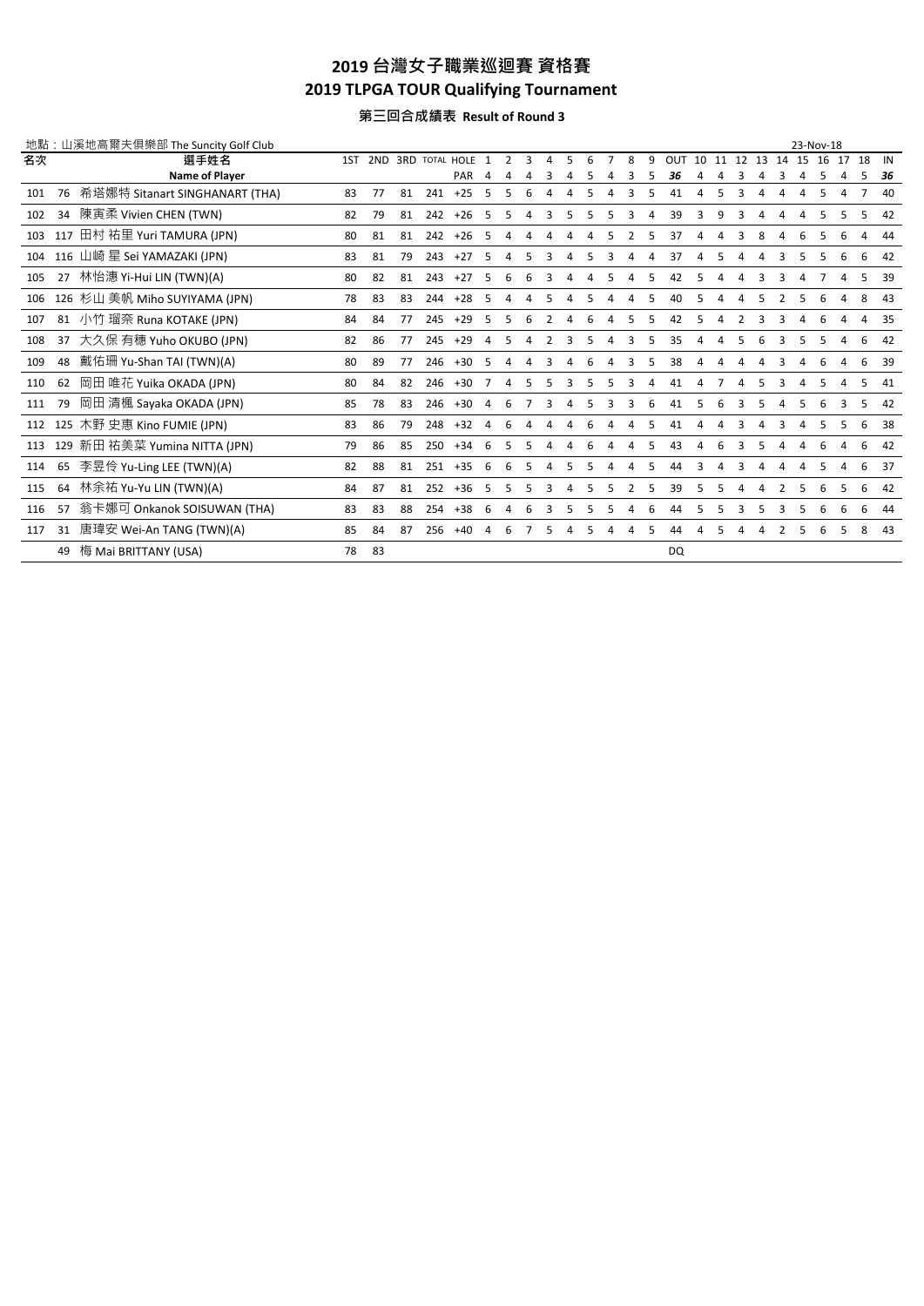# 2019 台灣女子職業巡迴賽 資格賽

# 2019 TLPGA TOUR Qualifying Tournament

### 第三回合成績表 Result of Round 3

地點：山溪地高爾夫俱樂部 The Suncity Golf Club

23-Nov-18

| 名次 | | 選手姓名 Name of Player | 1ST | 2ND | 3RD | TOTAL | HOLE | 1 | 2 | 3 | 4 | 5 | 6 | 7 | 8 | 9 | OUT | 10 | 11 | 12 | 13 | 14 | 15 | 16 | 17 | 18 | IN |
|---|---|---|---|---|---|---|---|---|---|---|---|---|---|---|---|---|---|---|---|---|---|---|---|---|---|---|---|
| | | | | | | | PAR | 4 | 4 | 4 | 3 | 4 | 5 | 4 | 3 | 5 | *36* | 4 | 4 | 3 | 4 | 3 | 4 | 5 | 4 | 5 | *36* |
| 101 | 76 | 希塔娜特 Sitanart SINGHANART (THA) | 83 | 77 | 81 | 241 | +25 | 5 | 5 | 6 | 4 | 4 | 5 | 4 | 3 | 5 | 41 | 4 | 5 | 3 | 4 | 4 | 4 | 5 | 4 | 7 | 40 |
| 102 | 34 | 陳寅柔 Vivien CHEN (TWN) | 82 | 79 | 81 | 242 | +26 | 5 | 5 | 4 | 3 | 5 | 5 | 5 | 3 | 4 | 39 | 3 | 9 | 3 | 4 | 4 | 4 | 5 | 5 | 5 | 42 |
| 103 | 117 | 田村 祐里 Yuri TAMURA (JPN) | 80 | 81 | 81 | 242 | +26 | 5 | 4 | 4 | 4 | 4 | 4 | 5 | 2 | 5 | 37 | 4 | 4 | 3 | 8 | 4 | 6 | 5 | 6 | 4 | 44 |
| 104 | 116 | 山崎 星 Sei YAMAZAKI (JPN) | 83 | 81 | 79 | 243 | +27 | 5 | 4 | 5 | 3 | 4 | 5 | 3 | 4 | 4 | 37 | 4 | 5 | 4 | 4 | 3 | 5 | 5 | 6 | 6 | 42 |
| 105 | 27 | 林怡潓 Yi-Hui LIN (TWN)(A) | 80 | 82 | 81 | 243 | +27 | 5 | 6 | 6 | 3 | 4 | 4 | 5 | 4 | 5 | 42 | 5 | 4 | 4 | 3 | 3 | 4 | 7 | 4 | 5 | 39 |
| 106 | 126 | 杉山 美帆 Miho SUYIYAMA (JPN) | 78 | 83 | 83 | 244 | +28 | 5 | 4 | 4 | 5 | 4 | 5 | 4 | 4 | 5 | 40 | 5 | 4 | 4 | 5 | 2 | 5 | 6 | 4 | 8 | 43 |
| 107 | 81 | 小竹 瑠奈 Runa KOTAKE (JPN) | 84 | 84 | 77 | 245 | +29 | 5 | 5 | 6 | 2 | 4 | 6 | 4 | 5 | 5 | 42 | 5 | 4 | 2 | 3 | 3 | 4 | 6 | 4 | 4 | 35 |
| 108 | 37 | 大久保 有穗 Yuho OKUBO (JPN) | 82 | 86 | 77 | 245 | +29 | 4 | 5 | 4 | 2 | 3 | 5 | 4 | 3 | 5 | 35 | 4 | 4 | 5 | 6 | 3 | 5 | 5 | 4 | 6 | 42 |
| 109 | 48 | 戴佑珊 Yu-Shan TAI (TWN)(A) | 80 | 89 | 77 | 246 | +30 | 5 | 4 | 4 | 3 | 4 | 6 | 4 | 3 | 5 | 38 | 4 | 4 | 4 | 4 | 3 | 4 | 6 | 4 | 6 | 39 |
| 110 | 62 | 岡田 唯花 Yuika OKADA (JPN) | 80 | 84 | 82 | 246 | +30 | 7 | 4 | 5 | 5 | 3 | 5 | 5 | 3 | 4 | 41 | 4 | 7 | 4 | 5 | 3 | 4 | 5 | 4 | 5 | 41 |
| 111 | 79 | 岡田 清楓 Sayaka OKADA (JPN) | 85 | 78 | 83 | 246 | +30 | 4 | 6 | 7 | 3 | 4 | 5 | 3 | 3 | 6 | 41 | 5 | 6 | 3 | 5 | 4 | 5 | 6 | 3 | 5 | 42 |
| 112 | 125 | 木野 史惠 Kino FUMIE (JPN) | 83 | 86 | 79 | 248 | +32 | 4 | 6 | 4 | 4 | 4 | 6 | 4 | 4 | 5 | 41 | 4 | 4 | 3 | 4 | 3 | 4 | 5 | 5 | 6 | 38 |
| 113 | 129 | 新田 祐美菜 Yumina NITTA (JPN) | 79 | 86 | 85 | 250 | +34 | 6 | 5 | 5 | 4 | 4 | 6 | 4 | 4 | 5 | 43 | 4 | 6 | 3 | 5 | 4 | 4 | 6 | 4 | 6 | 42 |
| 114 | 65 | 李昱伶 Yu-Ling LEE (TWN)(A) | 82 | 88 | 81 | 251 | +35 | 6 | 6 | 5 | 4 | 5 | 5 | 4 | 4 | 5 | 44 | 3 | 4 | 3 | 4 | 4 | 4 | 5 | 4 | 6 | 37 |
| 115 | 64 | 林余祐 Yu-Yu LIN (TWN)(A) | 84 | 87 | 81 | 252 | +36 | 5 | 5 | 5 | 3 | 4 | 5 | 5 | 2 | 5 | 39 | 5 | 5 | 4 | 4 | 2 | 5 | 6 | 5 | 6 | 42 |
| 116 | 57 | 翁卡娜可 Onkanok SOISUWAN (THA) | 83 | 83 | 88 | 254 | +38 | 6 | 4 | 6 | 3 | 5 | 5 | 5 | 4 | 6 | 44 | 5 | 5 | 3 | 5 | 3 | 5 | 6 | 6 | 6 | 44 |
| 117 | 31 | 唐瑋安 Wei-An TANG (TWN)(A) | 85 | 84 | 87 | 256 | +40 | 4 | 6 | 7 | 5 | 4 | 5 | 4 | 4 | 5 | 44 | 4 | 5 | 4 | 4 | 2 | 5 | 6 | 5 | 8 | 43 |
| | 49 | 梅 Mai BRITTANY (USA) | 78 | 83 | | | | | | | | | | | | | DQ | | | | | | | | | | |